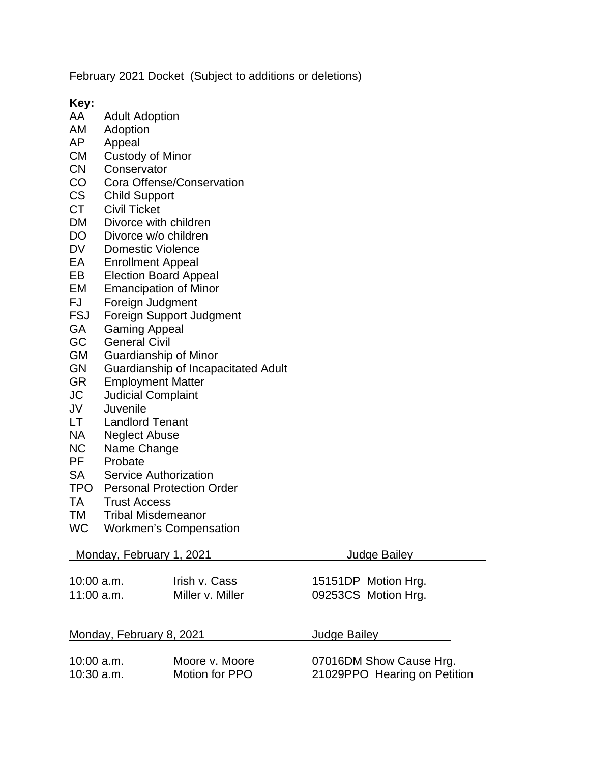February 2021 Docket (Subject to additions or deletions)

**Key:**

| | |
|---|---|
| AA | Adult Adoption |
| AM | Adoption |
| AP | Appeal |
| CM | Custody of Minor |
| CN | Conservator |
| CO | Cora Offense/Conservation |
| CS | Child Support |
| CT | Civil Ticket |
| DM | Divorce with children |
| DO | Divorce w/o children |
| DV | Domestic Violence |
| EA | Enrollment Appeal |
| EB | Election Board Appeal |
| EM | Emancipation of Minor |
| FJ | Foreign Judgment |
| FSJ | Foreign Support Judgment |
| GA | Gaming Appeal |
| GC | General Civil |
| GM | Guardianship of Minor |
| GN | Guardianship of Incapacitated Adult |
| GR | Employment Matter |
| JC | Judicial Complaint |
| JV | Juvenile |
| LT | Landlord Tenant |
| NA | Neglect Abuse |
| NC | Name Change |
| PF | Probate |
| SA | Service Authorization |
| TPO | Personal Protection Order |
| TA | Trust Access |
| TM | Tribal Misdemeanor |
| WC | Workmen's Compensation |

**Monday, February 1, 2021 — Judge Bailey**

| | | |
|---|---|---|
| 10:00 a.m. | Irish v. Cass | 15151DP Motion Hrg. |
| 11:00 a.m. | Miller v. Miller | 09253CS Motion Hrg. |

**Monday, February 8, 2021 — Judge Bailey**

| | | |
|---|---|---|
| 10:00 a.m. | Moore v. Moore | 07016DM Show Cause Hrg. |
| 10:30 a.m. | Motion for PPO | 21029PPO Hearing on Petition |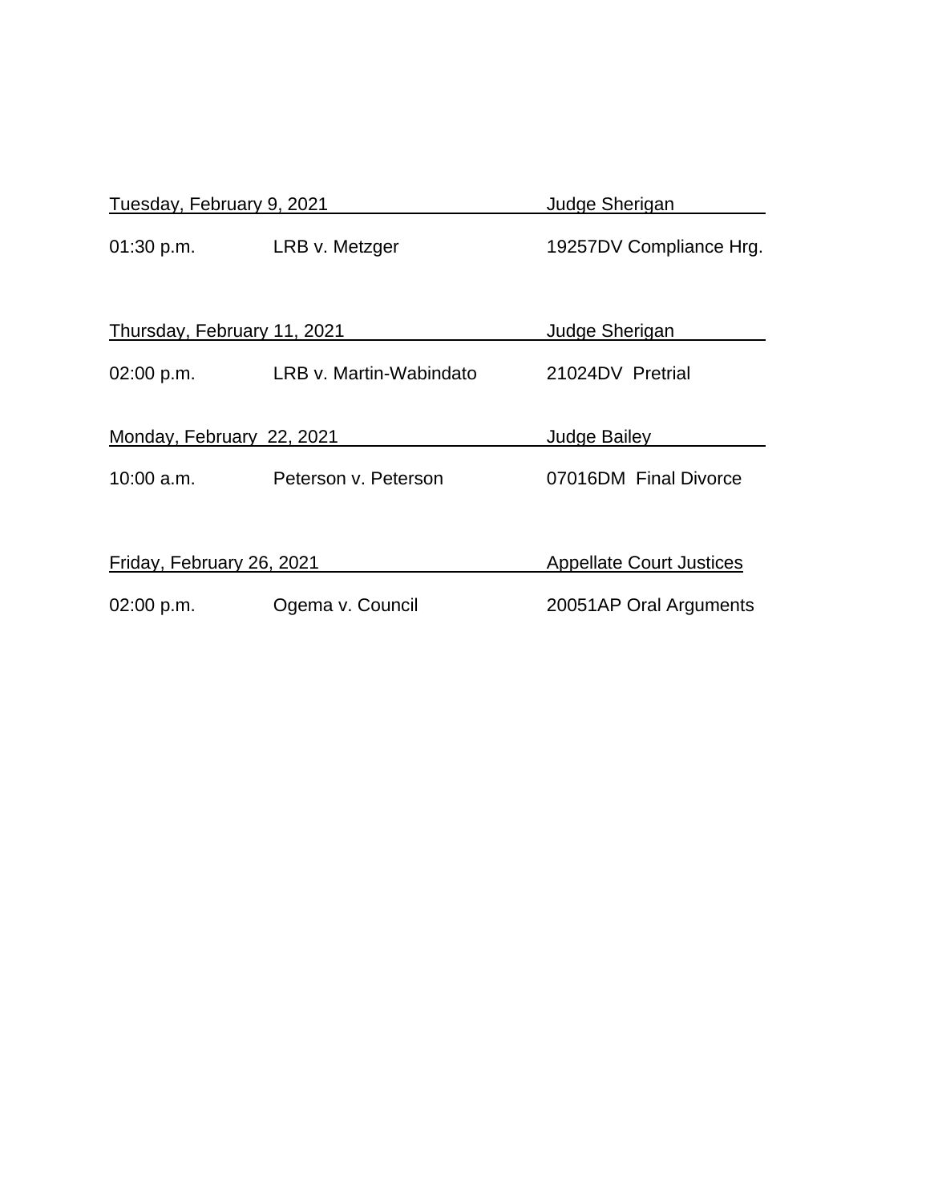<u>Tuesday, February 9, 2021</u> <u>Judge Sherigan</u>

| | | |
|---|---|---|
| 01:30 p.m. | LRB v. Metzger | 19257DV Compliance Hrg. |

<u>Thursday, February 11, 2021</u> <u>Judge Sherigan</u>

| | | |
|---|---|---|
| 02:00 p.m. | LRB v. Martin-Wabindato | 21024DV Pretrial |

<u>Monday, February 22, 2021</u> <u>Judge Bailey</u>

| | | |
|---|---|---|
| 10:00 a.m. | Peterson v. Peterson | 07016DM Final Divorce |

<u>Friday, February 26, 2021</u> <u>Appellate Court Justices</u>

| | | |
|---|---|---|
| 02:00 p.m. | Ogema v. Council | 20051AP Oral Arguments |